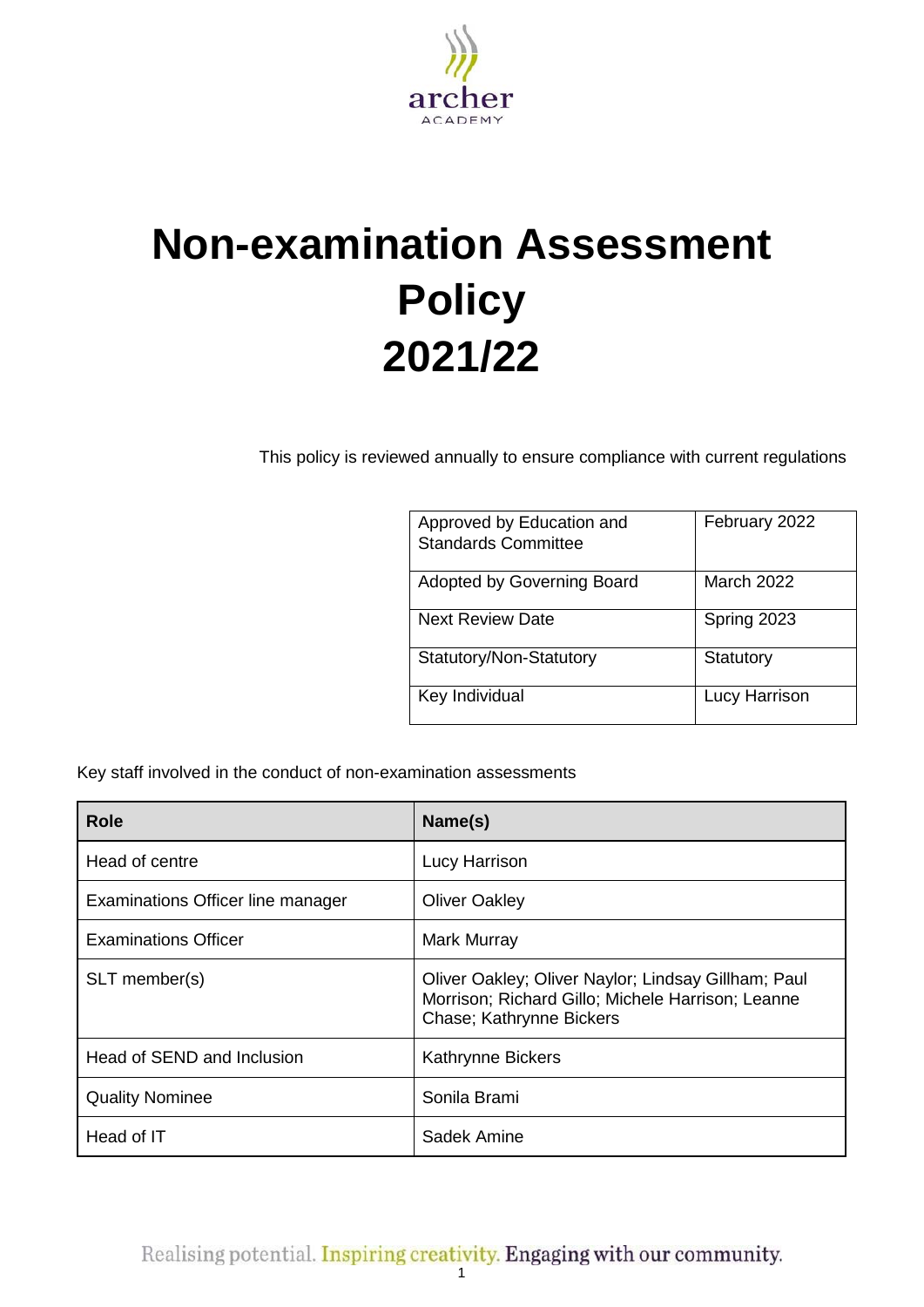archer
ACADEMY

# Non-examination Assessment Policy 2021/22

This policy is reviewed annually to ensure compliance with current regulations

| | |
|---|---|
| Approved by Education and Standards Committee | February 2022 |
| Adopted by Governing Board | March 2022 |
| Next Review Date | Spring 2023 |
| Statutory/Non-Statutory | Statutory |
| Key Individual | Lucy Harrison |

Key staff involved in the conduct of non-examination assessments

| Role | Name(s) |
|---|---|
| Head of centre | Lucy Harrison |
| Examinations Officer line manager | Oliver Oakley |
| Examinations Officer | Mark Murray |
| SLT member(s) | Oliver Oakley; Oliver Naylor; Lindsay Gillham; Paul Morrison; Richard Gillo; Michele Harrison; Leanne Chase; Kathrynne Bickers |
| Head of SEND and Inclusion | Kathrynne Bickers |
| Quality Nominee | Sonila Brami |
| Head of IT | Sadek Amine |

Realising potential. Inspiring creativity. Engaging with our community.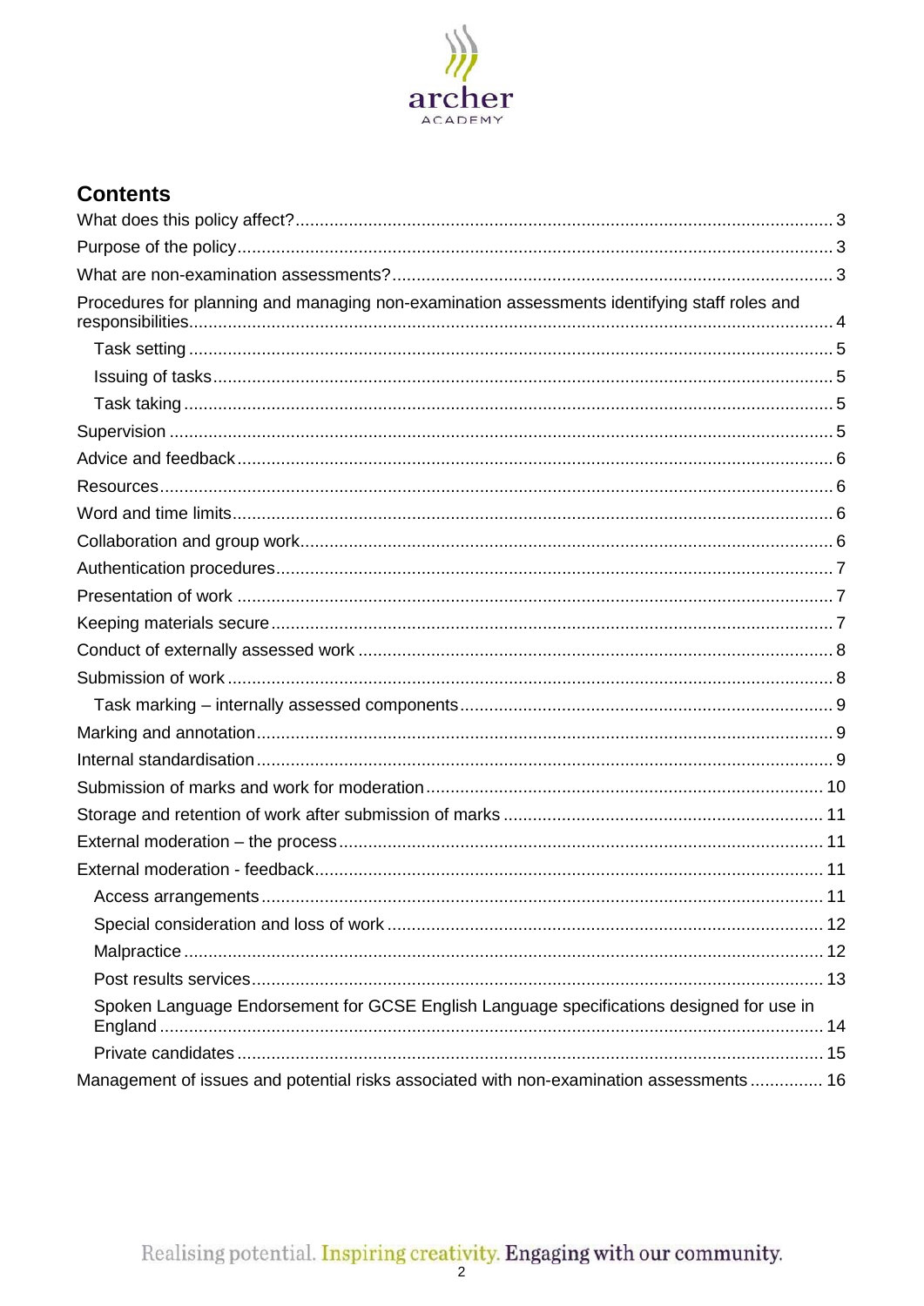## Contents

- What does this policy affect? ... 3
- Purpose of the policy ... 3
- What are non-examination assessments? ... 3
- Procedures for planning and managing non-examination assessments identifying staff roles and responsibilities ... 4
  - Task setting ... 5
  - Issuing of tasks ... 5
  - Task taking ... 5
- Supervision ... 5
- Advice and feedback ... 6
- Resources ... 6
- Word and time limits ... 6
- Collaboration and group work ... 6
- Authentication procedures ... 7
- Presentation of work ... 7
- Keeping materials secure ... 7
- Conduct of externally assessed work ... 8
- Submission of work ... 8
  - Task marking – internally assessed components ... 9
- Marking and annotation ... 9
- Internal standardisation ... 9
- Submission of marks and work for moderation ... 10
- Storage and retention of work after submission of marks ... 11
- External moderation – the process ... 11
- External moderation - feedback ... 11
  - Access arrangements ... 11
  - Special consideration and loss of work ... 12
  - Malpractice ... 12
  - Post results services ... 13
  - Spoken Language Endorsement for GCSE English Language specifications designed for use in England ... 14
  - Private candidates ... 15
- Management of issues and potential risks associated with non-examination assessments ... 16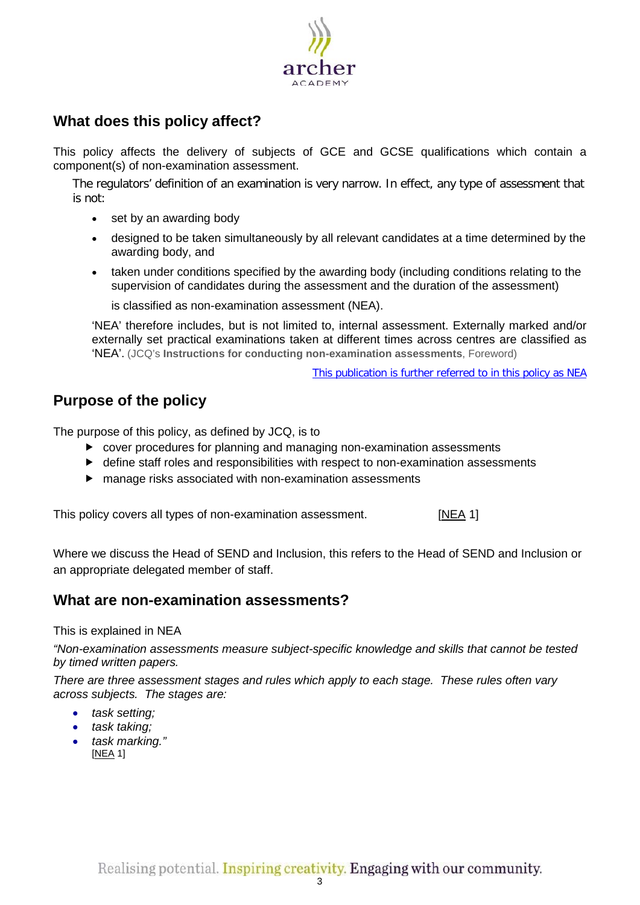## What does this policy affect?

This policy affects the delivery of subjects of GCE and GCSE qualifications which contain a component(s) of non-examination assessment.

The regulators' definition of an examination is very narrow. In effect, any type of assessment that is not:

- set by an awarding body
- designed to be taken simultaneously by all relevant candidates at a time determined by the awarding body, and
- taken under conditions specified by the awarding body (including conditions relating to the supervision of candidates during the assessment and the duration of the assessment)

  is classified as non-examination assessment (NEA).

'NEA' therefore includes, but is not limited to, internal assessment. Externally marked and/or externally set practical examinations taken at different times across centres are classified as 'NEA'. (JCQ's **Instructions for conducting non-examination assessments**, Foreword)

This publication is further referred to in this policy as NEA

## Purpose of the policy

The purpose of this policy, as defined by JCQ, is to

- cover procedures for planning and managing non-examination assessments
- define staff roles and responsibilities with respect to non-examination assessments
- manage risks associated with non-examination assessments

This policy covers all types of non-examination assessment. [NEA 1]

Where we discuss the Head of SEND and Inclusion, this refers to the Head of SEND and Inclusion or an appropriate delegated member of staff.

## What are non-examination assessments?

This is explained in NEA

*"Non-examination assessments measure subject-specific knowledge and skills that cannot be tested by timed written papers.*

*There are three assessment stages and rules which apply to each stage. These rules often vary across subjects. The stages are:*

- *task setting;*
- *task taking;*
- *task marking."*

[NEA 1]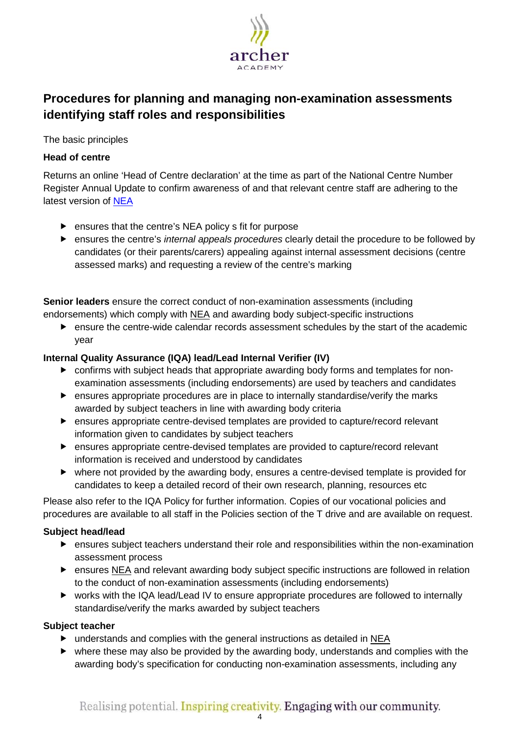## Procedures for planning and managing non-examination assessments identifying staff roles and responsibilities

The basic principles

**Head of centre**

Returns an online 'Head of Centre declaration' at the time as part of the National Centre Number Register Annual Update to confirm awareness of and that relevant centre staff are adhering to the latest version of NEA

- ensures that the centre's NEA policy s fit for purpose
- ensures the centre's *internal appeals procedures* clearly detail the procedure to be followed by candidates (or their parents/carers) appealing against internal assessment decisions (centre assessed marks) and requesting a review of the centre's marking

**Senior leaders** ensure the correct conduct of non-examination assessments (including endorsements) which comply with NEA and awarding body subject-specific instructions

- ensure the centre-wide calendar records assessment schedules by the start of the academic year

**Internal Quality Assurance (IQA) lead/Lead Internal Verifier (IV)**

- confirms with subject heads that appropriate awarding body forms and templates for non-examination assessments (including endorsements) are used by teachers and candidates
- ensures appropriate procedures are in place to internally standardise/verify the marks awarded by subject teachers in line with awarding body criteria
- ensures appropriate centre-devised templates are provided to capture/record relevant information given to candidates by subject teachers
- ensures appropriate centre-devised templates are provided to capture/record relevant information is received and understood by candidates
- where not provided by the awarding body, ensures a centre-devised template is provided for candidates to keep a detailed record of their own research, planning, resources etc

Please also refer to the IQA Policy for further information. Copies of our vocational policies and procedures are available to all staff in the Policies section of the T drive and are available on request.

**Subject head/lead**

- ensures subject teachers understand their role and responsibilities within the non-examination assessment process
- ensures NEA and relevant awarding body subject specific instructions are followed in relation to the conduct of non-examination assessments (including endorsements)
- works with the IQA lead/Lead IV to ensure appropriate procedures are followed to internally standardise/verify the marks awarded by subject teachers

**Subject teacher**

- understands and complies with the general instructions as detailed in NEA
- where these may also be provided by the awarding body, understands and complies with the awarding body's specification for conducting non-examination assessments, including any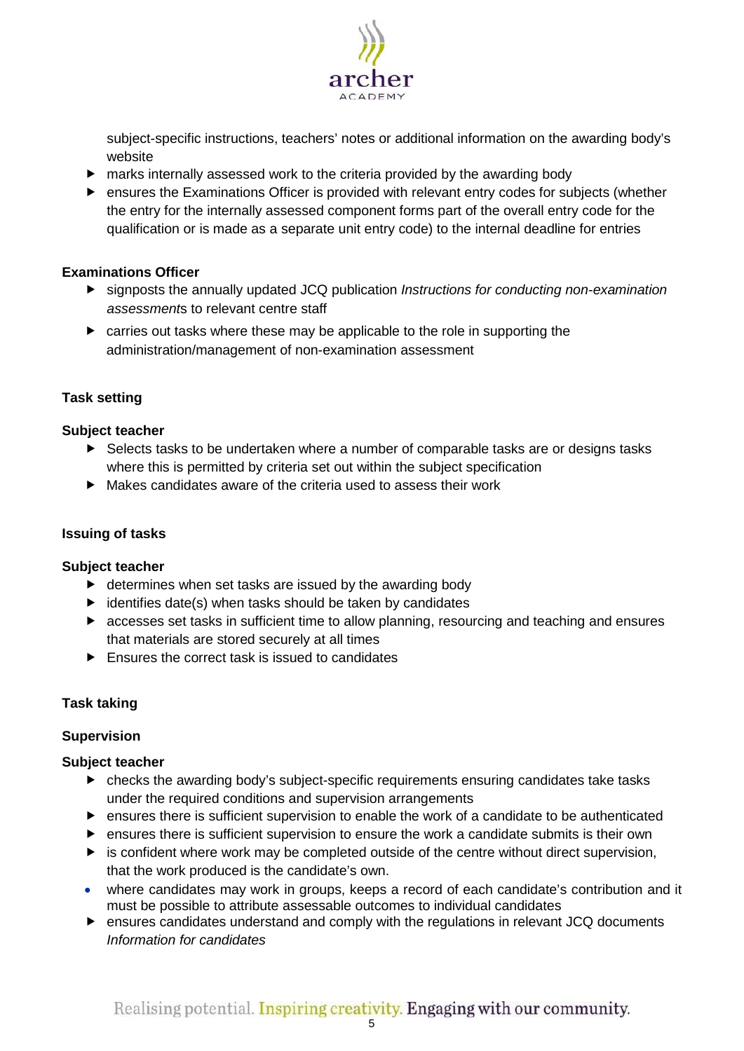subject-specific instructions, teachers' notes or additional information on the awarding body's website

- marks internally assessed work to the criteria provided by the awarding body
- ensures the Examinations Officer is provided with relevant entry codes for subjects (whether the entry for the internally assessed component forms part of the overall entry code for the qualification or is made as a separate unit entry code) to the internal deadline for entries

**Examinations Officer**

- signposts the annually updated JCQ publication *Instructions for conducting non-examination assessments* to relevant centre staff
- carries out tasks where these may be applicable to the role in supporting the administration/management of non-examination assessment

### Task setting

**Subject teacher**

- Selects tasks to be undertaken where a number of comparable tasks are or designs tasks where this is permitted by criteria set out within the subject specification
- Makes candidates aware of the criteria used to assess their work

### Issuing of tasks

**Subject teacher**

- determines when set tasks are issued by the awarding body
- identifies date(s) when tasks should be taken by candidates
- accesses set tasks in sufficient time to allow planning, resourcing and teaching and ensures that materials are stored securely at all times
- Ensures the correct task is issued to candidates

### Task taking

**Supervision**

**Subject teacher**

- checks the awarding body's subject-specific requirements ensuring candidates take tasks under the required conditions and supervision arrangements
- ensures there is sufficient supervision to enable the work of a candidate to be authenticated
- ensures there is sufficient supervision to ensure the work a candidate submits is their own
- is confident where work may be completed outside of the centre without direct supervision, that the work produced is the candidate's own.
- where candidates may work in groups, keeps a record of each candidate's contribution and it must be possible to attribute assessable outcomes to individual candidates
- ensures candidates understand and comply with the regulations in relevant JCQ documents *Information for candidates*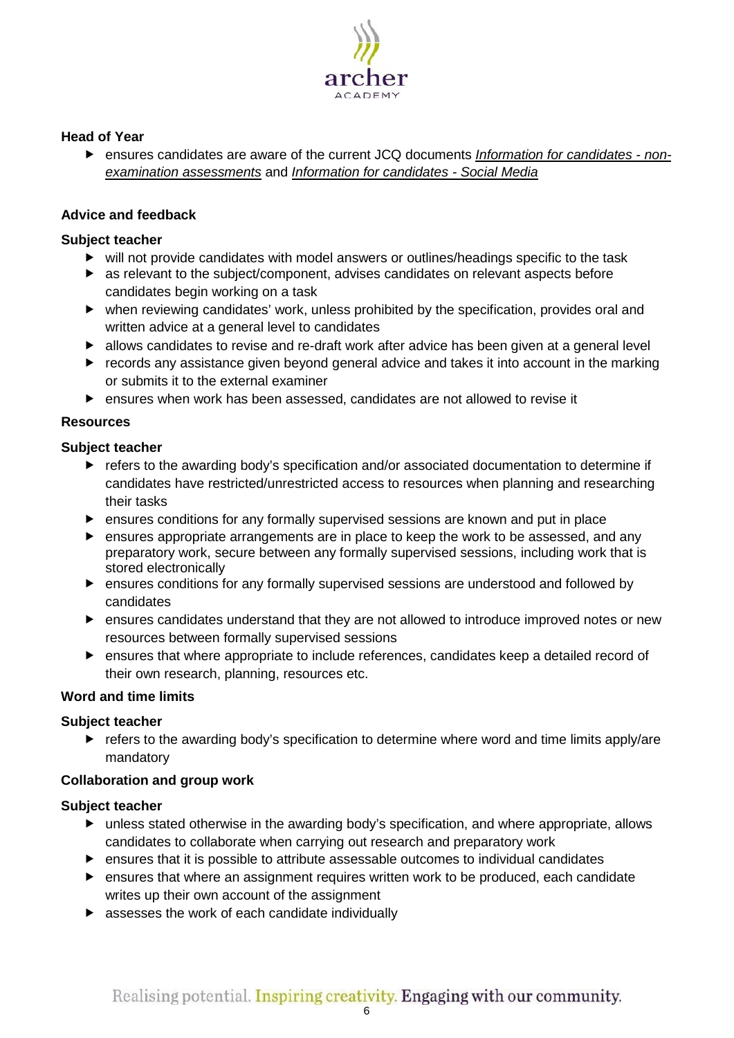**Head of Year**

- ensures candidates are aware of the current JCQ documents *Information for candidates - non-examination assessments* and *Information for candidates - Social Media*

**Advice and feedback**

**Subject teacher**

- will not provide candidates with model answers or outlines/headings specific to the task
- as relevant to the subject/component, advises candidates on relevant aspects before candidates begin working on a task
- when reviewing candidates' work, unless prohibited by the specification, provides oral and written advice at a general level to candidates
- allows candidates to revise and re-draft work after advice has been given at a general level
- records any assistance given beyond general advice and takes it into account in the marking or submits it to the external examiner
- ensures when work has been assessed, candidates are not allowed to revise it

**Resources**

**Subject teacher**

- refers to the awarding body's specification and/or associated documentation to determine if candidates have restricted/unrestricted access to resources when planning and researching their tasks
- ensures conditions for any formally supervised sessions are known and put in place
- ensures appropriate arrangements are in place to keep the work to be assessed, and any preparatory work, secure between any formally supervised sessions, including work that is stored electronically
- ensures conditions for any formally supervised sessions are understood and followed by candidates
- ensures candidates understand that they are not allowed to introduce improved notes or new resources between formally supervised sessions
- ensures that where appropriate to include references, candidates keep a detailed record of their own research, planning, resources etc.

**Word and time limits**

**Subject teacher**

- refers to the awarding body's specification to determine where word and time limits apply/are mandatory

**Collaboration and group work**

**Subject teacher**

- unless stated otherwise in the awarding body's specification, and where appropriate, allows candidates to collaborate when carrying out research and preparatory work
- ensures that it is possible to attribute assessable outcomes to individual candidates
- ensures that where an assignment requires written work to be produced, each candidate writes up their own account of the assignment
- assesses the work of each candidate individually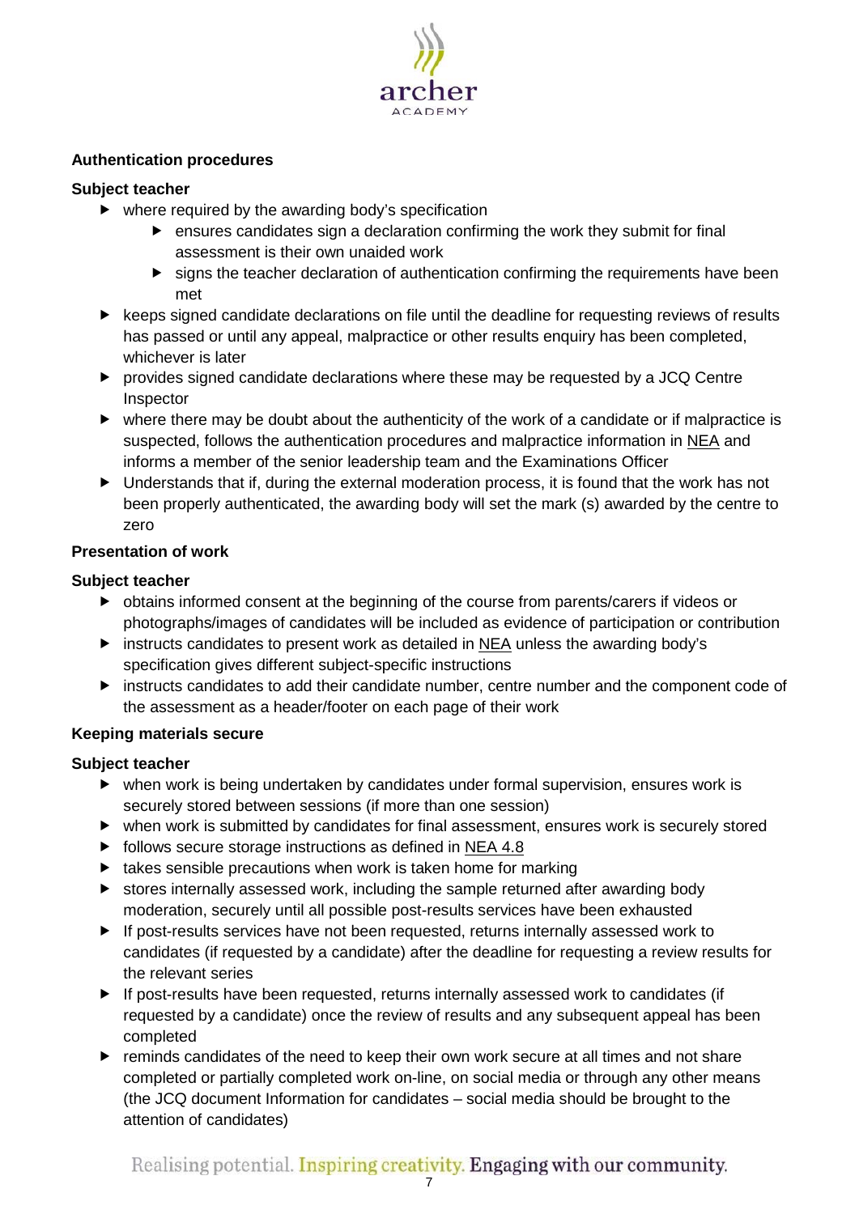**Authentication procedures**

**Subject teacher**

- where required by the awarding body's specification
  - ensures candidates sign a declaration confirming the work they submit for final assessment is their own unaided work
  - signs the teacher declaration of authentication confirming the requirements have been met
- keeps signed candidate declarations on file until the deadline for requesting reviews of results has passed or until any appeal, malpractice or other results enquiry has been completed, whichever is later
- provides signed candidate declarations where these may be requested by a JCQ Centre Inspector
- where there may be doubt about the authenticity of the work of a candidate or if malpractice is suspected, follows the authentication procedures and malpractice information in NEA and informs a member of the senior leadership team and the Examinations Officer
- Understands that if, during the external moderation process, it is found that the work has not been properly authenticated, the awarding body will set the mark (s) awarded by the centre to zero

**Presentation of work**

**Subject teacher**

- obtains informed consent at the beginning of the course from parents/carers if videos or photographs/images of candidates will be included as evidence of participation or contribution
- instructs candidates to present work as detailed in NEA unless the awarding body's specification gives different subject-specific instructions
- instructs candidates to add their candidate number, centre number and the component code of the assessment as a header/footer on each page of their work

**Keeping materials secure**

**Subject teacher**

- when work is being undertaken by candidates under formal supervision, ensures work is securely stored between sessions (if more than one session)
- when work is submitted by candidates for final assessment, ensures work is securely stored
- follows secure storage instructions as defined in NEA 4.8
- takes sensible precautions when work is taken home for marking
- stores internally assessed work, including the sample returned after awarding body moderation, securely until all possible post-results services have been exhausted
- If post-results services have not been requested, returns internally assessed work to candidates (if requested by a candidate) after the deadline for requesting a review results for the relevant series
- If post-results have been requested, returns internally assessed work to candidates (if requested by a candidate) once the review of results and any subsequent appeal has been completed
- reminds candidates of the need to keep their own work secure at all times and not share completed or partially completed work on-line, on social media or through any other means (the JCQ document Information for candidates – social media should be brought to the attention of candidates)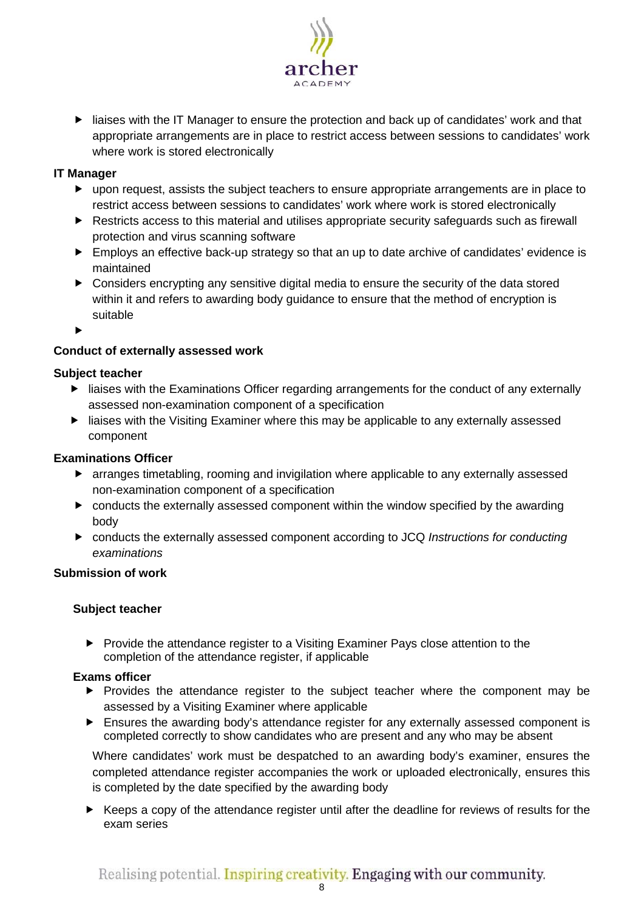- liaises with the IT Manager to ensure the protection and back up of candidates' work and that appropriate arrangements are in place to restrict access between sessions to candidates' work where work is stored electronically

**IT Manager**

- upon request, assists the subject teachers to ensure appropriate arrangements are in place to restrict access between sessions to candidates' work where work is stored electronically
- Restricts access to this material and utilises appropriate security safeguards such as firewall protection and virus scanning software
- Employs an effective back-up strategy so that an up to date archive of candidates' evidence is maintained
- Considers encrypting any sensitive digital media to ensure the security of the data stored within it and refers to awarding body guidance to ensure that the method of encryption is suitable

**Conduct of externally assessed work**

**Subject teacher**

- liaises with the Examinations Officer regarding arrangements for the conduct of any externally assessed non-examination component of a specification
- liaises with the Visiting Examiner where this may be applicable to any externally assessed component

**Examinations Officer**

- arranges timetabling, rooming and invigilation where applicable to any externally assessed non-examination component of a specification
- conducts the externally assessed component within the window specified by the awarding body
- conducts the externally assessed component according to JCQ *Instructions for conducting examinations*

**Submission of work**

**Subject teacher**

- Provide the attendance register to a Visiting Examiner Pays close attention to the completion of the attendance register, if applicable

**Exams officer**

- Provides the attendance register to the subject teacher where the component may be assessed by a Visiting Examiner where applicable
- Ensures the awarding body's attendance register for any externally assessed component is completed correctly to show candidates who are present and any who may be absent

  Where candidates' work must be despatched to an awarding body's examiner, ensures the completed attendance register accompanies the work or uploaded electronically, ensures this is completed by the date specified by the awarding body

- Keeps a copy of the attendance register until after the deadline for reviews of results for the exam series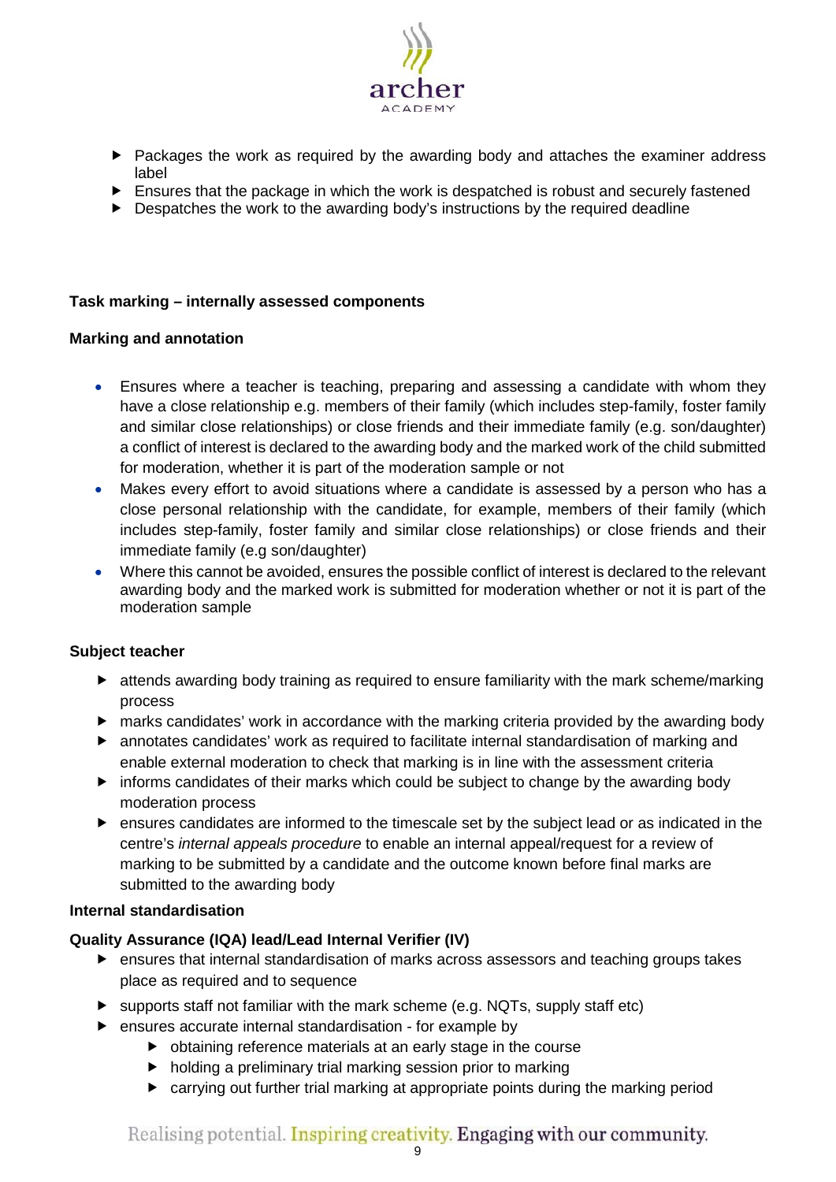- Packages the work as required by the awarding body and attaches the examiner address label
- Ensures that the package in which the work is despatched is robust and securely fastened
- Despatches the work to the awarding body's instructions by the required deadline

**Task marking – internally assessed components**

**Marking and annotation**

- Ensures where a teacher is teaching, preparing and assessing a candidate with whom they have a close relationship e.g. members of their family (which includes step-family, foster family and similar close relationships) or close friends and their immediate family (e.g. son/daughter) a conflict of interest is declared to the awarding body and the marked work of the child submitted for moderation, whether it is part of the moderation sample or not
- Makes every effort to avoid situations where a candidate is assessed by a person who has a close personal relationship with the candidate, for example, members of their family (which includes step-family, foster family and similar close relationships) or close friends and their immediate family (e.g son/daughter)
- Where this cannot be avoided, ensures the possible conflict of interest is declared to the relevant awarding body and the marked work is submitted for moderation whether or not it is part of the moderation sample

**Subject teacher**

- attends awarding body training as required to ensure familiarity with the mark scheme/marking process
- marks candidates' work in accordance with the marking criteria provided by the awarding body
- annotates candidates' work as required to facilitate internal standardisation of marking and enable external moderation to check that marking is in line with the assessment criteria
- informs candidates of their marks which could be subject to change by the awarding body moderation process
- ensures candidates are informed to the timescale set by the subject lead or as indicated in the centre's *internal appeals procedure* to enable an internal appeal/request for a review of marking to be submitted by a candidate and the outcome known before final marks are submitted to the awarding body

**Internal standardisation**

**Quality Assurance (IQA) lead/Lead Internal Verifier (IV)**

- ensures that internal standardisation of marks across assessors and teaching groups takes place as required and to sequence
- supports staff not familiar with the mark scheme (e.g. NQTs, supply staff etc)
- ensures accurate internal standardisation - for example by
  - obtaining reference materials at an early stage in the course
  - holding a preliminary trial marking session prior to marking
  - carrying out further trial marking at appropriate points during the marking period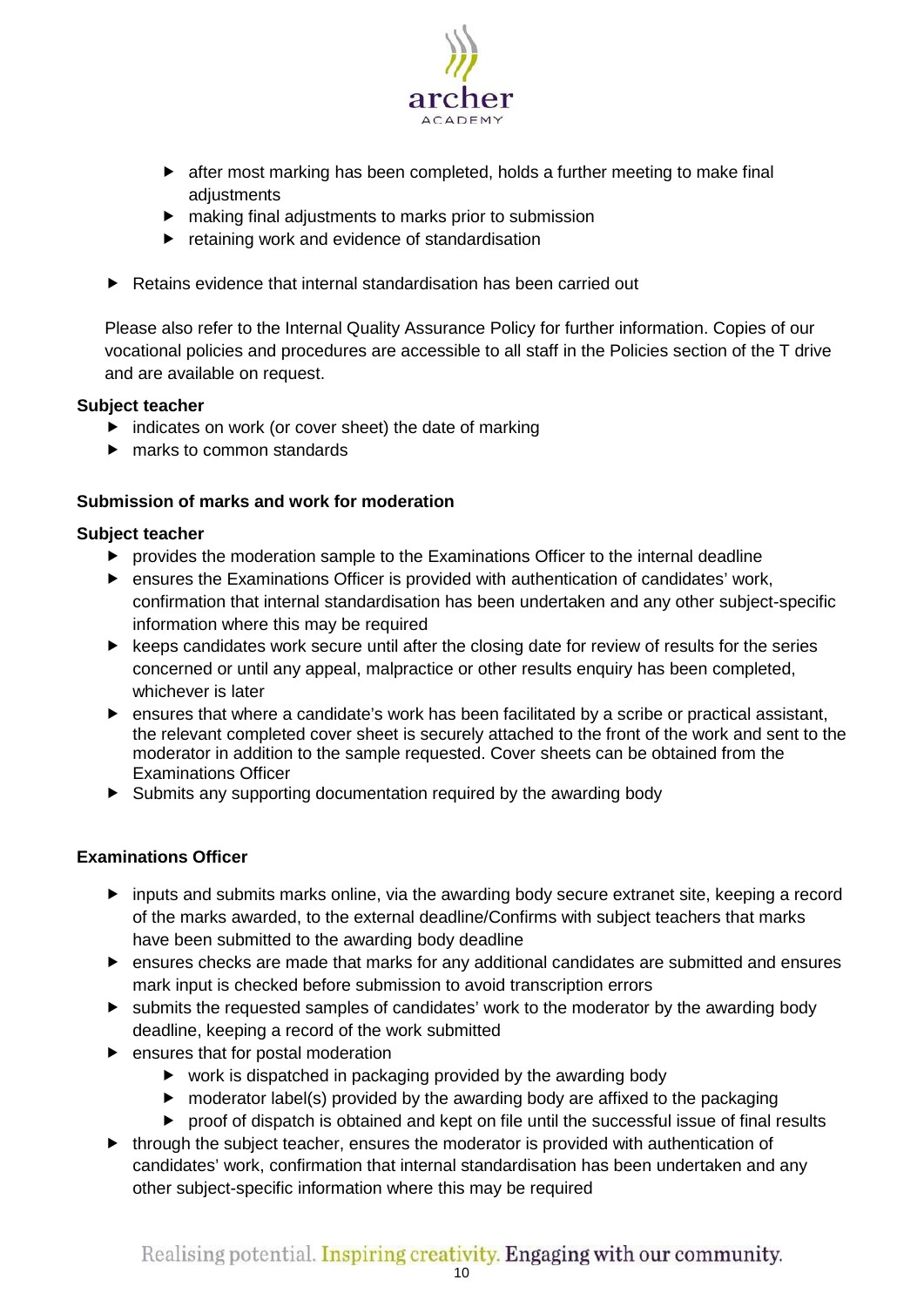- after most marking has been completed, holds a further meeting to make final adjustments
  - making final adjustments to marks prior to submission
  - retaining work and evidence of standardisation

- Retains evidence that internal standardisation has been carried out

Please also refer to the Internal Quality Assurance Policy for further information. Copies of our vocational policies and procedures are accessible to all staff in the Policies section of the T drive and are available on request.

**Subject teacher**

- indicates on work (or cover sheet) the date of marking
- marks to common standards

**Submission of marks and work for moderation**

**Subject teacher**

- provides the moderation sample to the Examinations Officer to the internal deadline
- ensures the Examinations Officer is provided with authentication of candidates' work, confirmation that internal standardisation has been undertaken and any other subject-specific information where this may be required
- keeps candidates work secure until after the closing date for review of results for the series concerned or until any appeal, malpractice or other results enquiry has been completed, whichever is later
- ensures that where a candidate's work has been facilitated by a scribe or practical assistant, the relevant completed cover sheet is securely attached to the front of the work and sent to the moderator in addition to the sample requested. Cover sheets can be obtained from the Examinations Officer
- Submits any supporting documentation required by the awarding body

**Examinations Officer**

- inputs and submits marks online, via the awarding body secure extranet site, keeping a record of the marks awarded, to the external deadline/Confirms with subject teachers that marks have been submitted to the awarding body deadline
- ensures checks are made that marks for any additional candidates are submitted and ensures mark input is checked before submission to avoid transcription errors
- submits the requested samples of candidates' work to the moderator by the awarding body deadline, keeping a record of the work submitted
- ensures that for postal moderation
  - work is dispatched in packaging provided by the awarding body
  - moderator label(s) provided by the awarding body are affixed to the packaging
  - proof of dispatch is obtained and kept on file until the successful issue of final results
- through the subject teacher, ensures the moderator is provided with authentication of candidates' work, confirmation that internal standardisation has been undertaken and any other subject-specific information where this may be required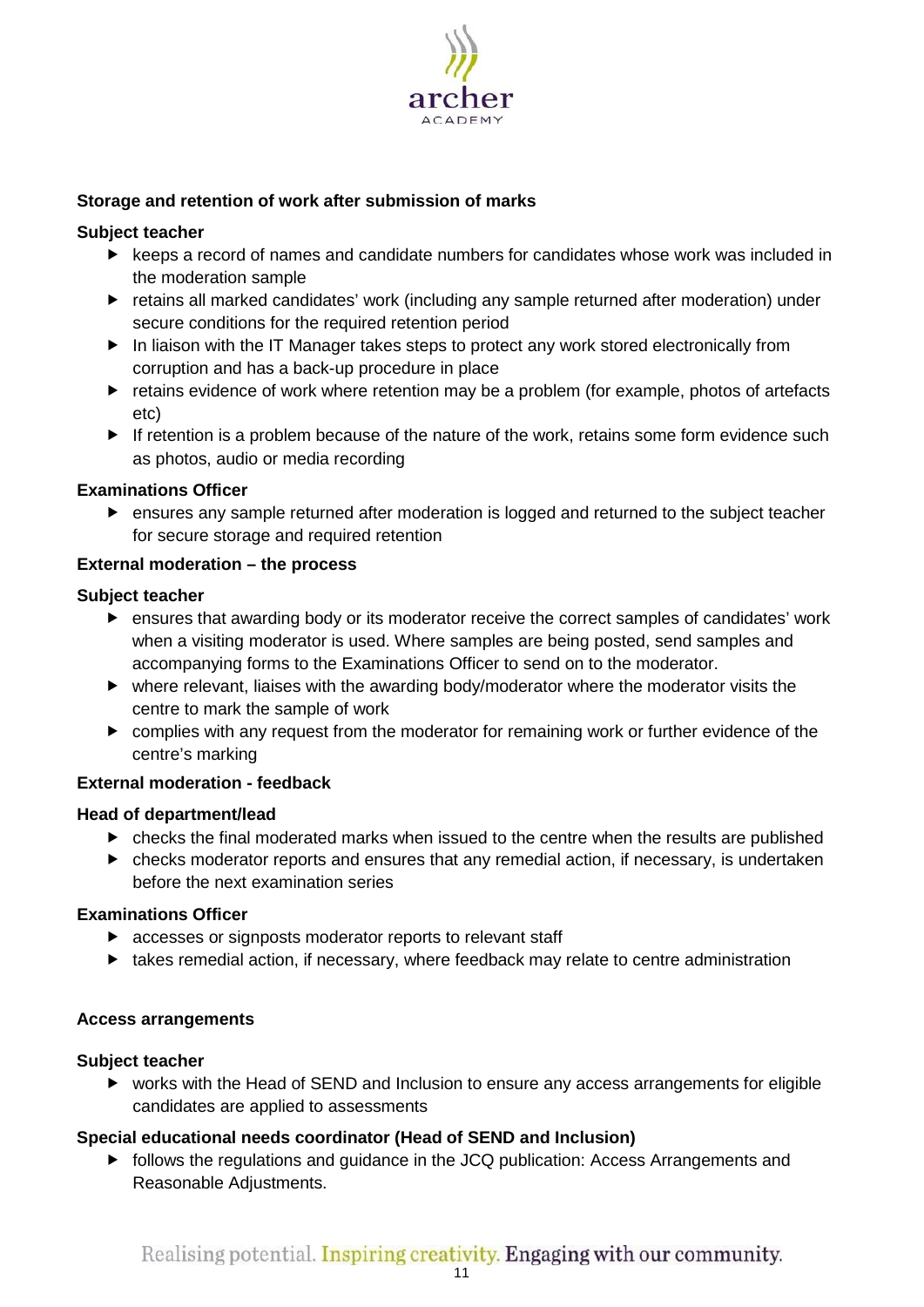**Storage and retention of work after submission of marks**

**Subject teacher**

- keeps a record of names and candidate numbers for candidates whose work was included in the moderation sample
- retains all marked candidates' work (including any sample returned after moderation) under secure conditions for the required retention period
- In liaison with the IT Manager takes steps to protect any work stored electronically from corruption and has a back-up procedure in place
- retains evidence of work where retention may be a problem (for example, photos of artefacts etc)
- If retention is a problem because of the nature of the work, retains some form evidence such as photos, audio or media recording

**Examinations Officer**

- ensures any sample returned after moderation is logged and returned to the subject teacher for secure storage and required retention

**External moderation – the process**

**Subject teacher**

- ensures that awarding body or its moderator receive the correct samples of candidates' work when a visiting moderator is used. Where samples are being posted, send samples and accompanying forms to the Examinations Officer to send on to the moderator.
- where relevant, liaises with the awarding body/moderator where the moderator visits the centre to mark the sample of work
- complies with any request from the moderator for remaining work or further evidence of the centre's marking

**External moderation - feedback**

**Head of department/lead**

- checks the final moderated marks when issued to the centre when the results are published
- checks moderator reports and ensures that any remedial action, if necessary, is undertaken before the next examination series

**Examinations Officer**

- accesses or signposts moderator reports to relevant staff
- takes remedial action, if necessary, where feedback may relate to centre administration

**Access arrangements**

**Subject teacher**

- works with the Head of SEND and Inclusion to ensure any access arrangements for eligible candidates are applied to assessments

**Special educational needs coordinator (Head of SEND and Inclusion)**

- follows the regulations and guidance in the JCQ publication: Access Arrangements and Reasonable Adjustments.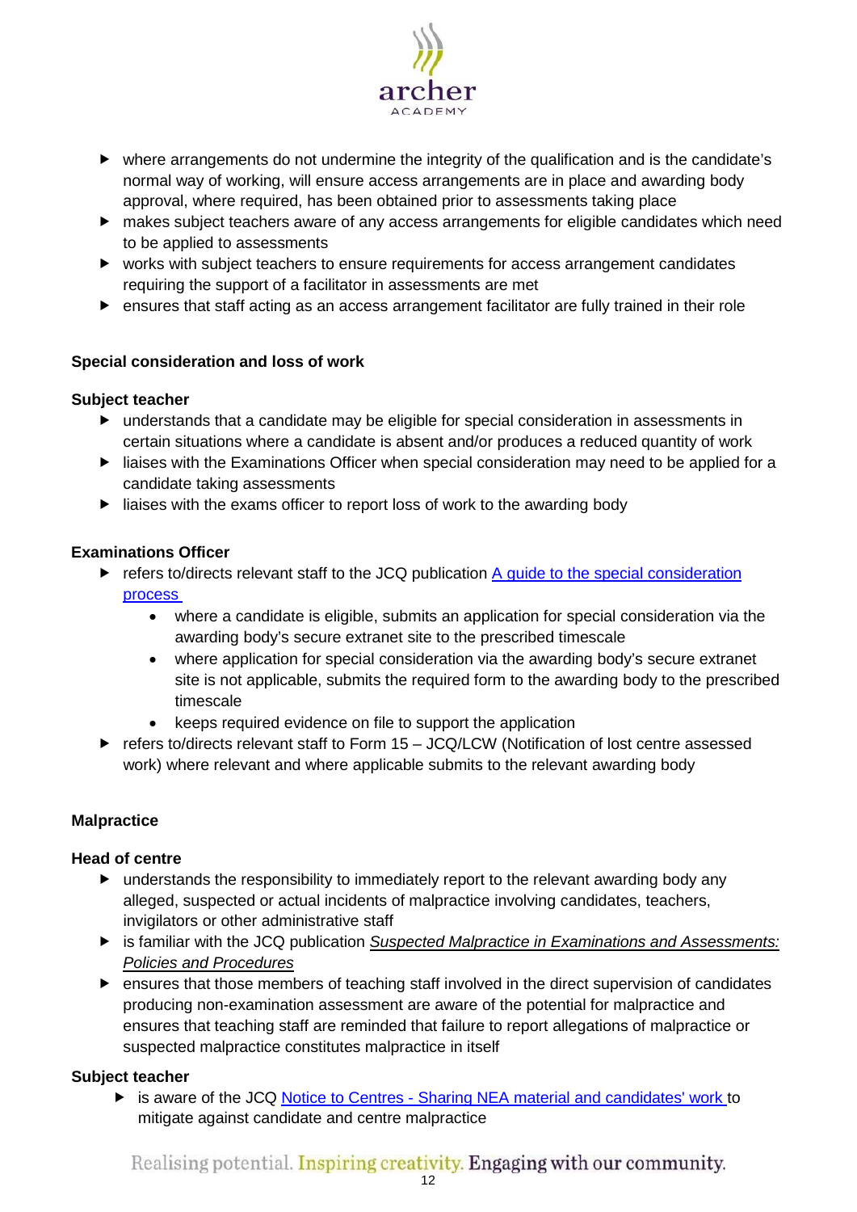- where arrangements do not undermine the integrity of the qualification and is the candidate's normal way of working, will ensure access arrangements are in place and awarding body approval, where required, has been obtained prior to assessments taking place
- makes subject teachers aware of any access arrangements for eligible candidates which need to be applied to assessments
- works with subject teachers to ensure requirements for access arrangement candidates requiring the support of a facilitator in assessments are met
- ensures that staff acting as an access arrangement facilitator are fully trained in their role

**Special consideration and loss of work**

**Subject teacher**

- understands that a candidate may be eligible for special consideration in assessments in certain situations where a candidate is absent and/or produces a reduced quantity of work
- liaises with the Examinations Officer when special consideration may need to be applied for a candidate taking assessments
- liaises with the exams officer to report loss of work to the awarding body

**Examinations Officer**

- refers to/directs relevant staff to the JCQ publication [A guide to the special consideration process]()
    - where a candidate is eligible, submits an application for special consideration via the awarding body's secure extranet site to the prescribed timescale
    - where application for special consideration via the awarding body's secure extranet site is not applicable, submits the required form to the awarding body to the prescribed timescale
    - keeps required evidence on file to support the application
- refers to/directs relevant staff to Form 15 – JCQ/LCW (Notification of lost centre assessed work) where relevant and where applicable submits to the relevant awarding body

**Malpractice**

**Head of centre**

- understands the responsibility to immediately report to the relevant awarding body any alleged, suspected or actual incidents of malpractice involving candidates, teachers, invigilators or other administrative staff
- is familiar with the JCQ publication *Suspected Malpractice in Examinations and Assessments: Policies and Procedures*
- ensures that those members of teaching staff involved in the direct supervision of candidates producing non-examination assessment are aware of the potential for malpractice and ensures that teaching staff are reminded that failure to report allegations of malpractice or suspected malpractice constitutes malpractice in itself

**Subject teacher**

- is aware of the JCQ [Notice to Centres - Sharing NEA material and candidates' work]() to mitigate against candidate and centre malpractice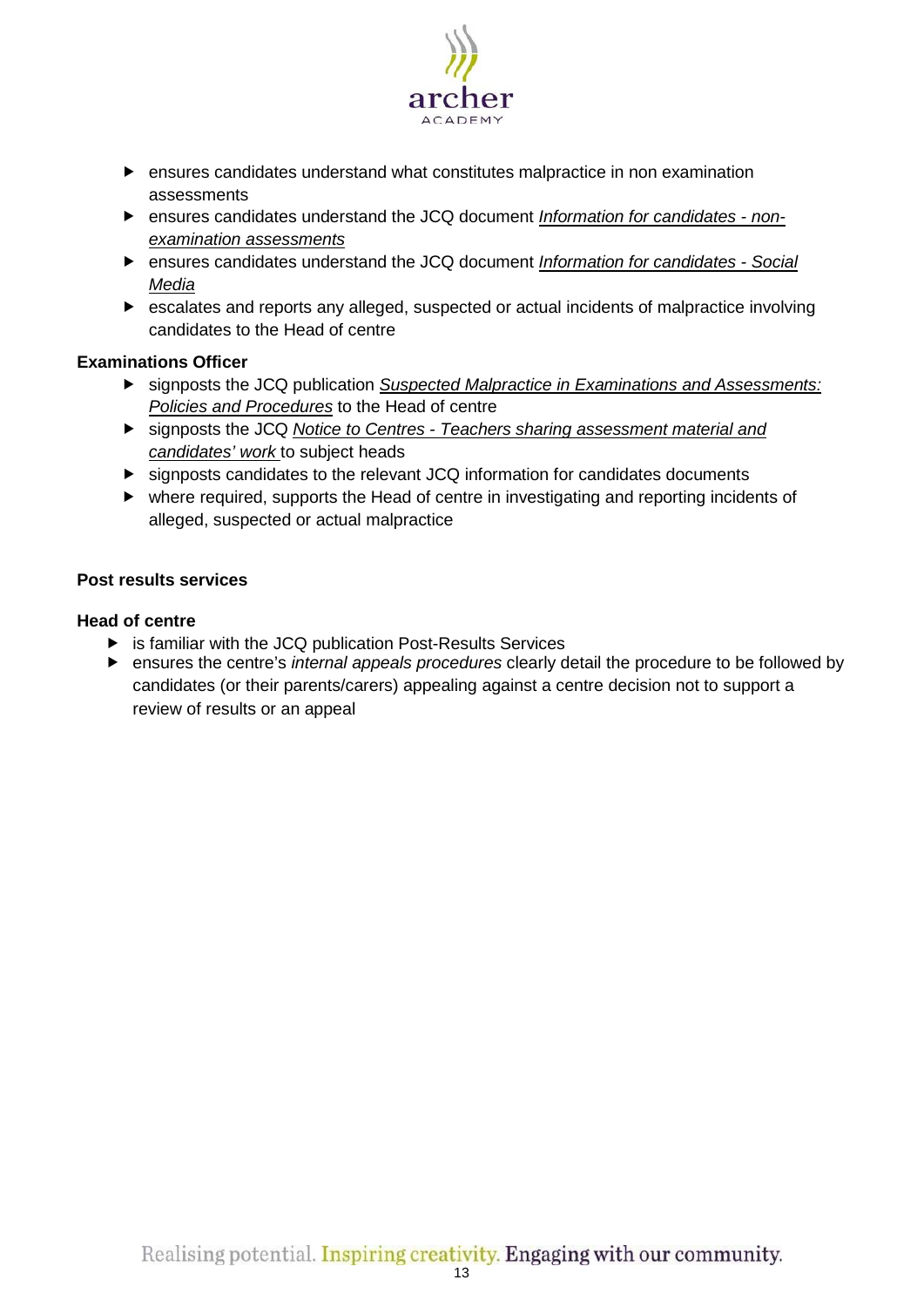- ensures candidates understand what constitutes malpractice in non examination assessments
- ensures candidates understand the JCQ document *Information for candidates - non-examination assessments*
- ensures candidates understand the JCQ document *Information for candidates - Social Media*
- escalates and reports any alleged, suspected or actual incidents of malpractice involving candidates to the Head of centre

**Examinations Officer**

- signposts the JCQ publication *Suspected Malpractice in Examinations and Assessments: Policies and Procedures* to the Head of centre
- signposts the JCQ *Notice to Centres - Teachers sharing assessment material and candidates' work* to subject heads
- signposts candidates to the relevant JCQ information for candidates documents
- where required, supports the Head of centre in investigating and reporting incidents of alleged, suspected or actual malpractice

**Post results services**

**Head of centre**

- is familiar with the JCQ publication Post-Results Services
- ensures the centre's *internal appeals procedures* clearly detail the procedure to be followed by candidates (or their parents/carers) appealing against a centre decision not to support a review of results or an appeal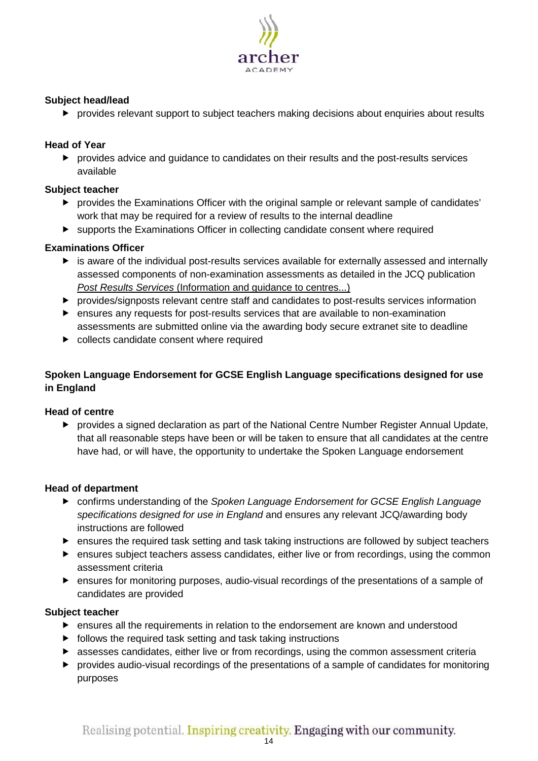**Subject head/lead**

- provides relevant support to subject teachers making decisions about enquiries about results

**Head of Year**

- provides advice and guidance to candidates on their results and the post-results services available

**Subject teacher**

- provides the Examinations Officer with the original sample or relevant sample of candidates' work that may be required for a review of results to the internal deadline
- supports the Examinations Officer in collecting candidate consent where required

**Examinations Officer**

- is aware of the individual post-results services available for externally assessed and internally assessed components of non-examination assessments as detailed in the JCQ publication *Post Results Services* (Information and guidance to centres...)
- provides/signposts relevant centre staff and candidates to post-results services information
- ensures any requests for post-results services that are available to non-examination assessments are submitted online via the awarding body secure extranet site to deadline
- collects candidate consent where required

### Spoken Language Endorsement for GCSE English Language specifications designed for use in England

**Head of centre**

- provides a signed declaration as part of the National Centre Number Register Annual Update, that all reasonable steps have been or will be taken to ensure that all candidates at the centre have had, or will have, the opportunity to undertake the Spoken Language endorsement

**Head of department**

- confirms understanding of the *Spoken Language Endorsement for GCSE English Language specifications designed for use in England* and ensures any relevant JCQ/awarding body instructions are followed
- ensures the required task setting and task taking instructions are followed by subject teachers
- ensures subject teachers assess candidates, either live or from recordings, using the common assessment criteria
- ensures for monitoring purposes, audio-visual recordings of the presentations of a sample of candidates are provided

**Subject teacher**

- ensures all the requirements in relation to the endorsement are known and understood
- follows the required task setting and task taking instructions
- assesses candidates, either live or from recordings, using the common assessment criteria
- provides audio-visual recordings of the presentations of a sample of candidates for monitoring purposes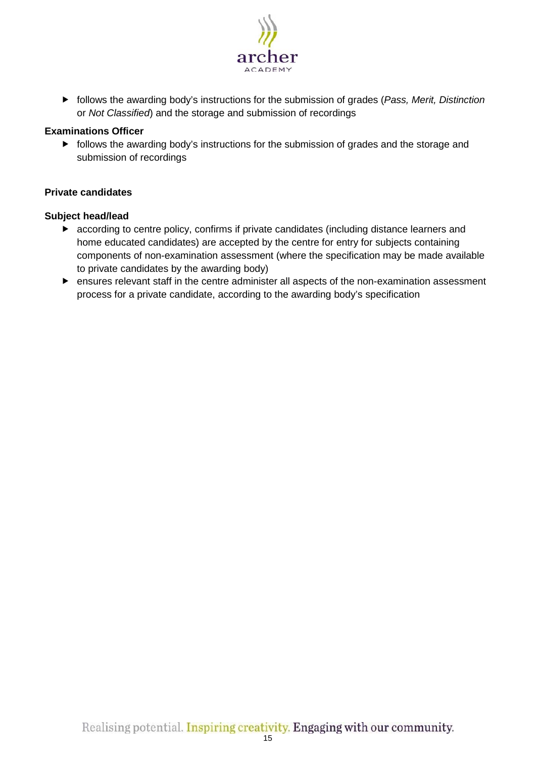- follows the awarding body's instructions for the submission of grades (*Pass, Merit, Distinction* or *Not Classified*) and the storage and submission of recordings

**Examinations Officer**

- follows the awarding body's instructions for the submission of grades and the storage and submission of recordings

**Private candidates**

**Subject head/lead**

- according to centre policy, confirms if private candidates (including distance learners and home educated candidates) are accepted by the centre for entry for subjects containing components of non-examination assessment (where the specification may be made available to private candidates by the awarding body)
- ensures relevant staff in the centre administer all aspects of the non-examination assessment process for a private candidate, according to the awarding body's specification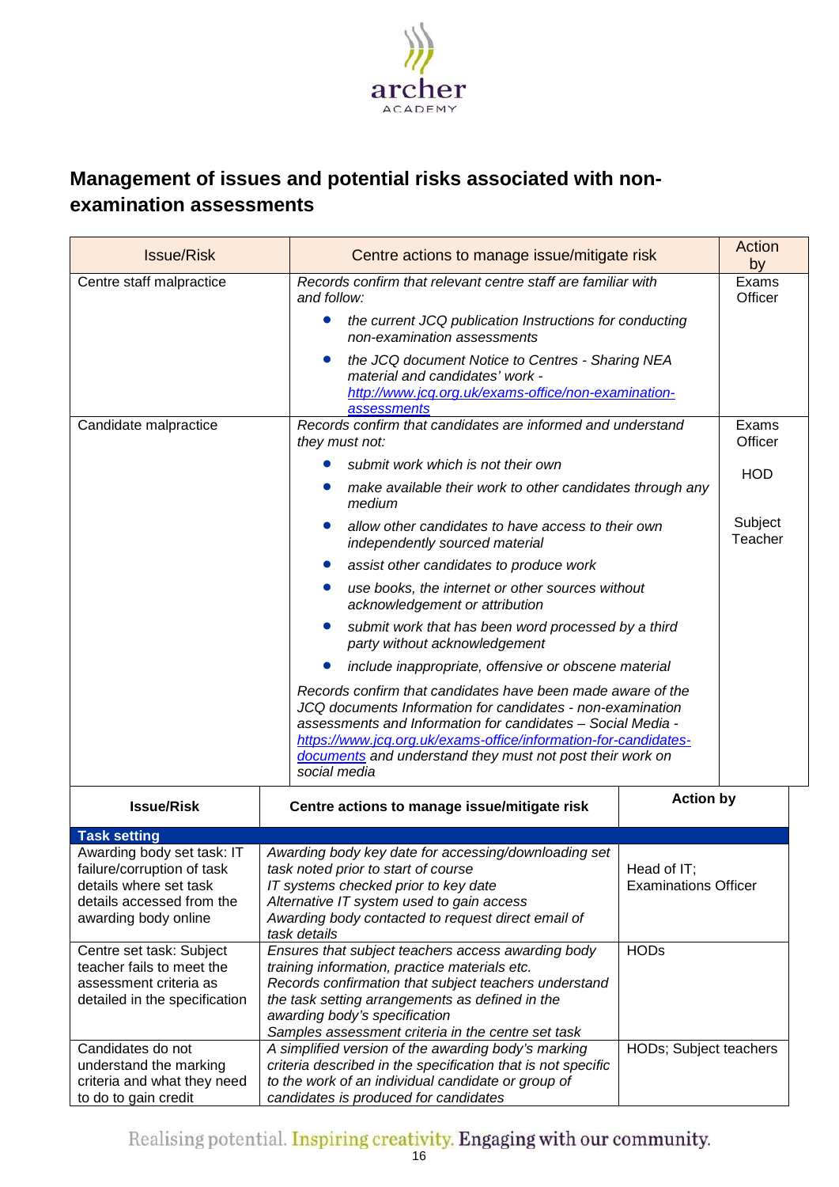## Management of issues and potential risks associated with non-examination assessments

| Issue/Risk | Centre actions to manage issue/mitigate risk | Action by |
|---|---|---|
| Centre staff malpractice | *Records confirm that relevant centre staff are familiar with and follow:*<br>• *the current JCQ publication Instructions for conducting non-examination assessments*<br>• *the JCQ document Notice to Centres - Sharing NEA material and candidates' work -* *http://www.jcq.org.uk/exams-office/non-examination-assessments* | Exams Officer |
| Candidate malpractice | *Records confirm that candidates are informed and understand they must not:*<br>• *submit work which is not their own*<br>• *make available their work to other candidates through any medium*<br>• *allow other candidates to have access to their own independently sourced material*<br>• *assist other candidates to produce work*<br>• *use books, the internet or other sources without acknowledgement or attribution*<br>• *submit work that has been word processed by a third party without acknowledgement*<br>• *include inappropriate, offensive or obscene material*<br>*Records confirm that candidates have been made aware of the JCQ documents Information for candidates - non-examination assessments and Information for candidates – Social Media -* *https://www.jcq.org.uk/exams-office/information-for-candidates-documents* *and understand they must not post their work on social media* | Exams Officer<br>HOD<br>Subject Teacher |

| **Issue/Risk** | **Centre actions to manage issue/mitigate risk** | **Action by** |
|---|---|---|
| **Task setting** | | |
| Awarding body set task: IT failure/corruption of task details where set task details accessed from the awarding body online | *Awarding body key date for accessing/downloading set task noted prior to start of course*<br>*IT systems checked prior to key date*<br>*Alternative IT system used to gain access*<br>*Awarding body contacted to request direct email of task details* | Head of IT; Examinations Officer |
| Centre set task: Subject teacher fails to meet the assessment criteria as detailed in the specification | *Ensures that subject teachers access awarding body training information, practice materials etc.*<br>*Records confirmation that subject teachers understand the task setting arrangements as defined in the awarding body's specification*<br>*Samples assessment criteria in the centre set task* | HODs |
| Candidates do not understand the marking criteria and what they need to do to gain credit | *A simplified version of the awarding body's marking criteria described in the specification that is not specific to the work of an individual candidate or group of candidates is produced for candidates* | HODs; Subject teachers |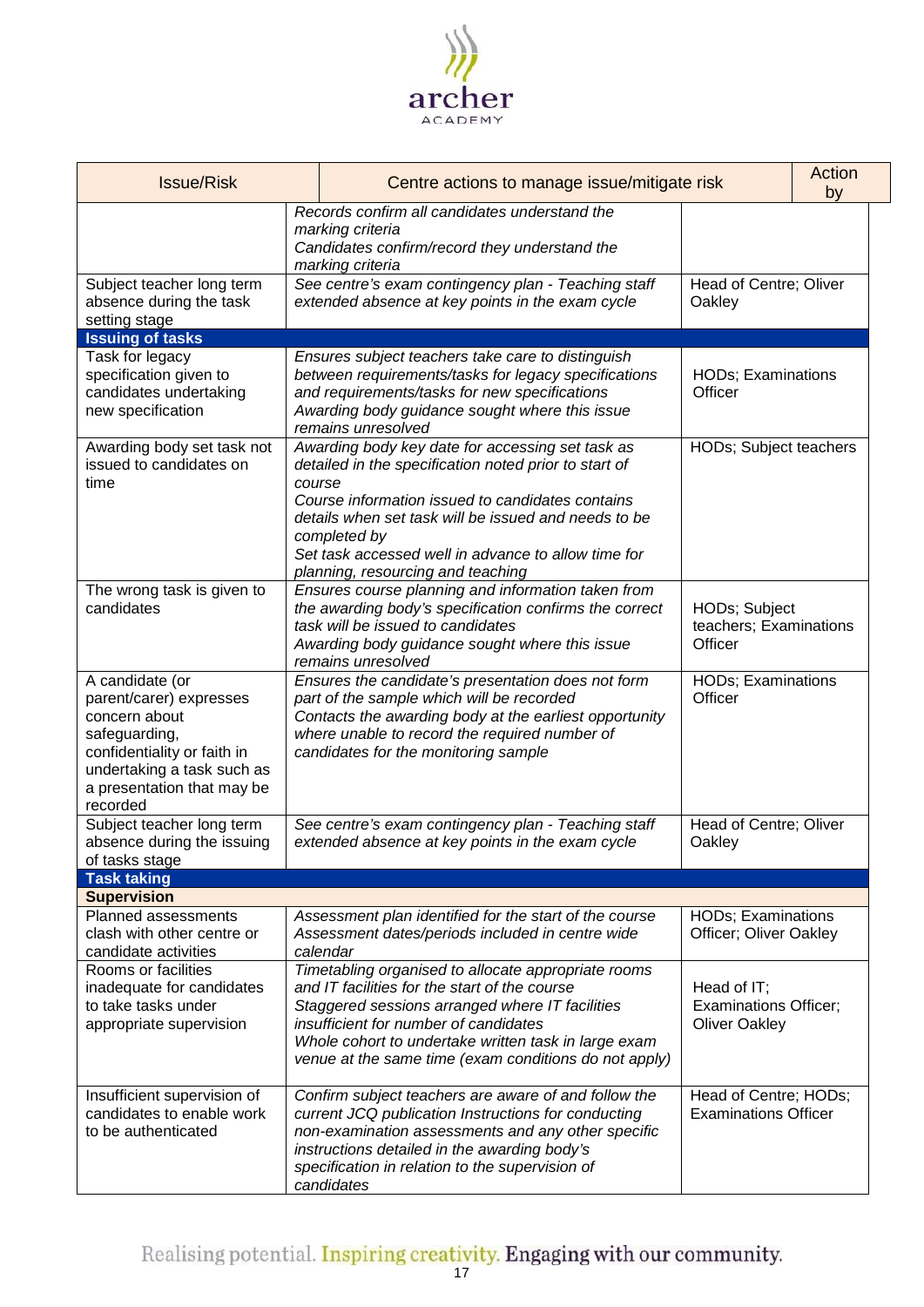| Issue/Risk | Centre actions to manage issue/mitigate risk | Action by |
|---|---|---|
| | *Records confirm all candidates understand the marking criteria*<br>*Candidates confirm/record they understand the marking criteria* | |
| Subject teacher long term absence during the task setting stage | *See centre's exam contingency plan - Teaching staff extended absence at key points in the exam cycle* | Head of Centre; Oliver Oakley |
| **Issuing of tasks** | | |
| Task for legacy specification given to candidates undertaking new specification | *Ensures subject teachers take care to distinguish between requirements/tasks for legacy specifications and requirements/tasks for new specifications*<br>*Awarding body guidance sought where this issue remains unresolved* | HODs; Examinations Officer |
| Awarding body set task not issued to candidates on time | *Awarding body key date for accessing set task as detailed in the specification noted prior to start of course*<br>*Course information issued to candidates contains details when set task will be issued and needs to be completed by*<br>*Set task accessed well in advance to allow time for planning, resourcing and teaching* | HODs; Subject teachers |
| The wrong task is given to candidates | *Ensures course planning and information taken from the awarding body's specification confirms the correct task will be issued to candidates*<br>*Awarding body guidance sought where this issue remains unresolved* | HODs; Subject teachers; Examinations Officer |
| A candidate (or parent/carer) expresses concern about safeguarding, confidentiality or faith in undertaking a task such as a presentation that may be recorded | *Ensures the candidate's presentation does not form part of the sample which will be recorded*<br>*Contacts the awarding body at the earliest opportunity where unable to record the required number of candidates for the monitoring sample* | HODs; Examinations Officer |
| Subject teacher long term absence during the issuing of tasks stage | *See centre's exam contingency plan - Teaching staff extended absence at key points in the exam cycle* | Head of Centre; Oliver Oakley |
| **Task taking** | | |
| **Supervision** | | |
| Planned assessments clash with other centre or candidate activities | *Assessment plan identified for the start of the course*<br>*Assessment dates/periods included in centre wide calendar* | HODs; Examinations Officer; Oliver Oakley |
| Rooms or facilities inadequate for candidates to take tasks under appropriate supervision | *Timetabling organised to allocate appropriate rooms and IT facilities for the start of the course*<br>*Staggered sessions arranged where IT facilities insufficient for number of candidates*<br>*Whole cohort to undertake written task in large exam venue at the same time (exam conditions do not apply)* | Head of IT; Examinations Officer; Oliver Oakley |
| Insufficient supervision of candidates to enable work to be authenticated | *Confirm subject teachers are aware of and follow the current JCQ publication Instructions for conducting non-examination assessments and any other specific instructions detailed in the awarding body's specification in relation to the supervision of candidates* | Head of Centre; HODs; Examinations Officer |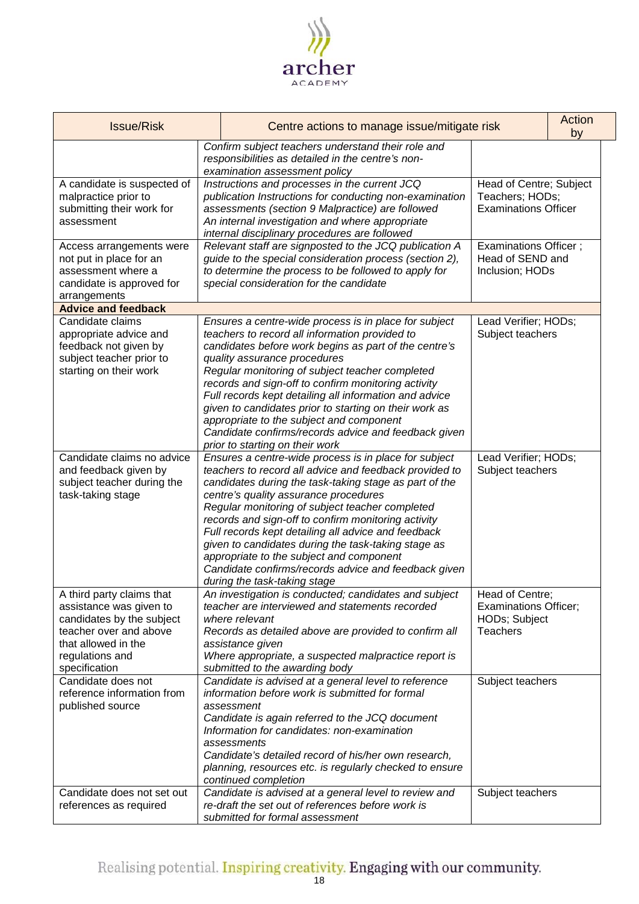| Issue/Risk | Centre actions to manage issue/mitigate risk | Action by |
|---|---|---|
| | *Confirm subject teachers understand their role and responsibilities as detailed in the centre's non-examination assessment policy* | |
| A candidate is suspected of malpractice prior to submitting their work for assessment | *Instructions and processes in the current JCQ publication Instructions for conducting non-examination assessments (section 9 Malpractice) are followed*<br>*An internal investigation and where appropriate internal disciplinary procedures are followed* | Head of Centre; Subject Teachers; HODs; Examinations Officer |
| Access arrangements were not put in place for an assessment where a candidate is approved for arrangements | *Relevant staff are signposted to the JCQ publication A guide to the special consideration process (section 2), to determine the process to be followed to apply for special consideration for the candidate* | Examinations Officer ; Head of SEND and Inclusion; HODs |
| **Advice and feedback** | | |
| Candidate claims appropriate advice and feedback not given by subject teacher prior to starting on their work | *Ensures a centre-wide process is in place for subject teachers to record all information provided to candidates before work begins as part of the centre's quality assurance procedures*<br>*Regular monitoring of subject teacher completed records and sign-off to confirm monitoring activity*<br>*Full records kept detailing all information and advice given to candidates prior to starting on their work as appropriate to the subject and component*<br>*Candidate confirms/records advice and feedback given prior to starting on their work* | Lead Verifier; HODs; Subject teachers |
| Candidate claims no advice and feedback given by subject teacher during the task-taking stage | *Ensures a centre-wide process is in place for subject teachers to record all advice and feedback provided to candidates during the task-taking stage as part of the centre's quality assurance procedures*<br>*Regular monitoring of subject teacher completed records and sign-off to confirm monitoring activity*<br>*Full records kept detailing all advice and feedback given to candidates during the task-taking stage as appropriate to the subject and component*<br>*Candidate confirms/records advice and feedback given during the task-taking stage* | Lead Verifier; HODs; Subject teachers |
| A third party claims that assistance was given to candidates by the subject teacher over and above that allowed in the regulations and specification | *An investigation is conducted; candidates and subject teacher are interviewed and statements recorded where relevant*<br>*Records as detailed above are provided to confirm all assistance given*<br>*Where appropriate, a suspected malpractice report is submitted to the awarding body* | Head of Centre; Examinations Officer; HODs; Subject Teachers |
| Candidate does not reference information from published source | *Candidate is advised at a general level to reference information before work is submitted for formal assessment*<br>*Candidate is again referred to the JCQ document Information for candidates: non-examination assessments*<br>*Candidate's detailed record of his/her own research, planning, resources etc. is regularly checked to ensure continued completion* | Subject teachers |
| Candidate does not set out references as required | *Candidate is advised at a general level to review and re-draft the set out of references before work is submitted for formal assessment* | Subject teachers |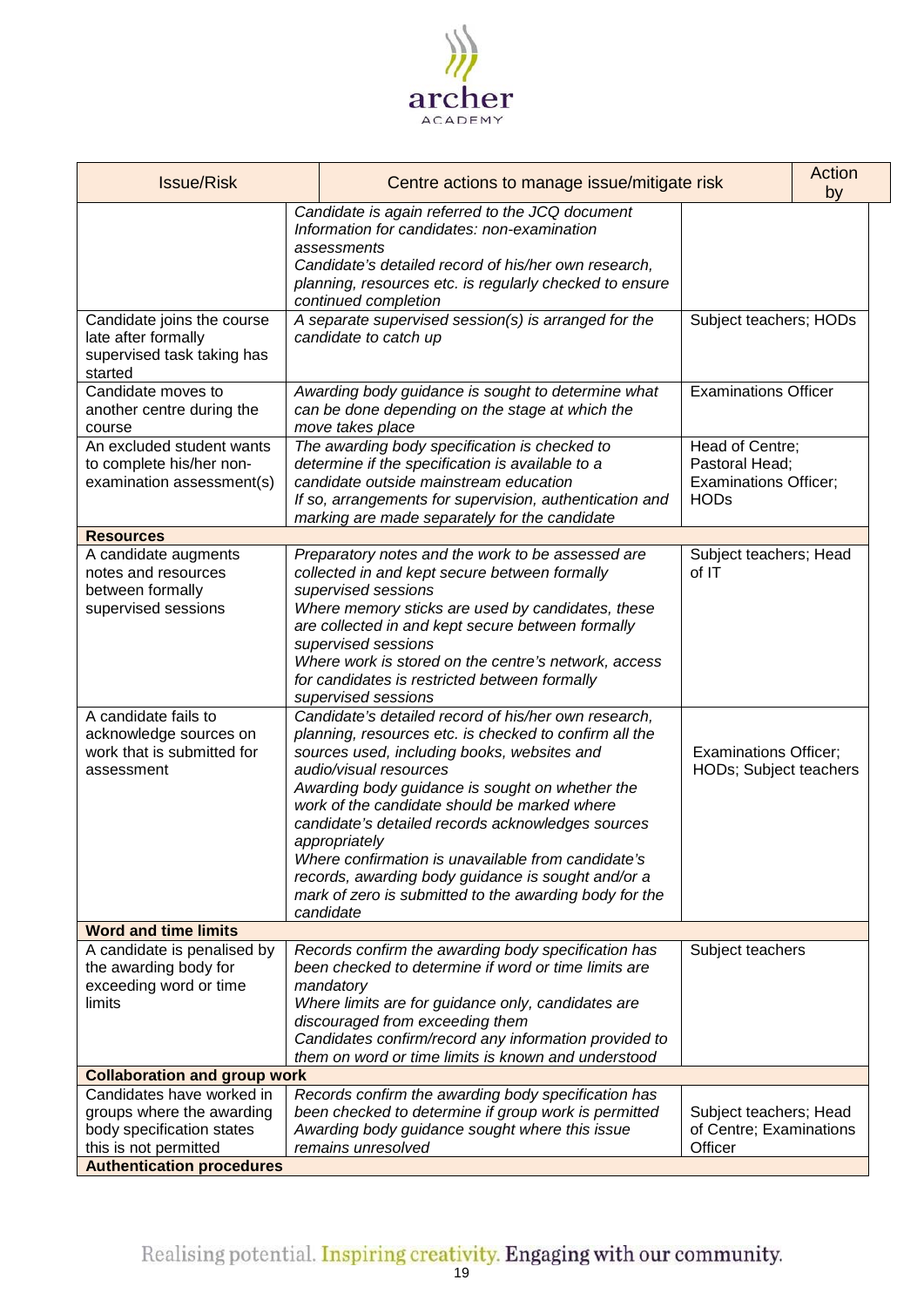| Issue/Risk | Centre actions to manage issue/mitigate risk | Action by |
|---|---|---|
| | *Candidate is again referred to the JCQ document Information for candidates: non-examination assessments*<br>*Candidate's detailed record of his/her own research, planning, resources etc. is regularly checked to ensure continued completion* | |
| Candidate joins the course late after formally supervised task taking has started | *A separate supervised session(s) is arranged for the candidate to catch up* | Subject teachers; HODs |
| Candidate moves to another centre during the course | *Awarding body guidance is sought to determine what can be done depending on the stage at which the move takes place* | Examinations Officer |
| An excluded student wants to complete his/her non-examination assessment(s) | *The awarding body specification is checked to determine if the specification is available to a candidate outside mainstream education*<br>*If so, arrangements for supervision, authentication and marking are made separately for the candidate* | Head of Centre; Pastoral Head; Examinations Officer; HODs |
| **Resources** | | |
| A candidate augments notes and resources between formally supervised sessions | *Preparatory notes and the work to be assessed are collected in and kept secure between formally supervised sessions*<br>*Where memory sticks are used by candidates, these are collected in and kept secure between formally supervised sessions*<br>*Where work is stored on the centre's network, access for candidates is restricted between formally supervised sessions* | Subject teachers; Head of IT |
| A candidate fails to acknowledge sources on work that is submitted for assessment | *Candidate's detailed record of his/her own research, planning, resources etc. is checked to confirm all the sources used, including books, websites and audio/visual resources*<br>*Awarding body guidance is sought on whether the work of the candidate should be marked where candidate's detailed records acknowledges sources appropriately*<br>*Where confirmation is unavailable from candidate's records, awarding body guidance is sought and/or a mark of zero is submitted to the awarding body for the candidate* | Examinations Officer; HODs; Subject teachers |
| **Word and time limits** | | |
| A candidate is penalised by the awarding body for exceeding word or time limits | *Records confirm the awarding body specification has been checked to determine if word or time limits are mandatory*<br>*Where limits are for guidance only, candidates are discouraged from exceeding them*<br>*Candidates confirm/record any information provided to them on word or time limits is known and understood* | Subject teachers |
| **Collaboration and group work** | | |
| Candidates have worked in groups where the awarding body specification states this is not permitted | *Records confirm the awarding body specification has been checked to determine if group work is permitted*<br>*Awarding body guidance sought where this issue remains unresolved* | Subject teachers; Head of Centre; Examinations Officer |
| **Authentication procedures** | | |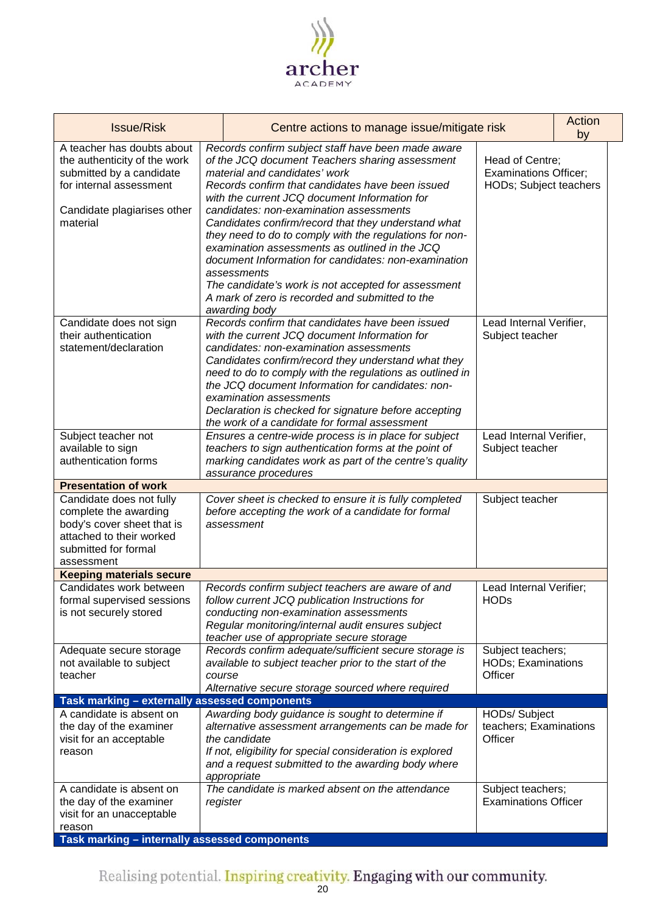| Issue/Risk | Centre actions to manage issue/mitigate risk | Action by |
|---|---|---|
| A teacher has doubts about the authenticity of the work submitted by a candidate for internal assessment<br><br>Candidate plagiarises other material | *Records confirm subject staff have been made aware of the JCQ document Teachers sharing assessment material and candidates' work*<br>*Records confirm that candidates have been issued with the current JCQ document Information for candidates: non-examination assessments*<br>*Candidates confirm/record that they understand what they need to do to comply with the regulations for non-examination assessments as outlined in the JCQ document Information for candidates: non-examination assessments*<br>*The candidate's work is not accepted for assessment*<br>*A mark of zero is recorded and submitted to the awarding body* | Head of Centre; Examinations Officer; HODs; Subject teachers |
| Candidate does not sign their authentication statement/declaration | *Records confirm that candidates have been issued with the current JCQ document Information for candidates: non-examination assessments*<br>*Candidates confirm/record they understand what they need to do to comply with the regulations as outlined in the JCQ document Information for candidates: non-examination assessments*<br>*Declaration is checked for signature before accepting the work of a candidate for formal assessment* | Lead Internal Verifier, Subject teacher |
| Subject teacher not available to sign authentication forms | *Ensures a centre-wide process is in place for subject teachers to sign authentication forms at the point of marking candidates work as part of the centre's quality assurance procedures* | Lead Internal Verifier, Subject teacher |
| **Presentation of work** | | |
| Candidate does not fully complete the awarding body's cover sheet that is attached to their worked submitted for formal assessment | *Cover sheet is checked to ensure it is fully completed before accepting the work of a candidate for formal assessment* | Subject teacher |
| **Keeping materials secure** | | |
| Candidates work between formal supervised sessions is not securely stored | *Records confirm subject teachers are aware of and follow current JCQ publication Instructions for conducting non-examination assessments*<br>*Regular monitoring/internal audit ensures subject teacher use of appropriate secure storage* | Lead Internal Verifier; HODs |
| Adequate secure storage not available to subject teacher | *Records confirm adequate/sufficient secure storage is available to subject teacher prior to the start of the course*<br>*Alternative secure storage sourced where required* | Subject teachers; HODs; Examinations Officer |
| **Task marking – externally assessed components** | | |
| A candidate is absent on the day of the examiner visit for an acceptable reason | *Awarding body guidance is sought to determine if alternative assessment arrangements can be made for the candidate*<br>*If not, eligibility for special consideration is explored and a request submitted to the awarding body where appropriate* | HODs/ Subject teachers; Examinations Officer |
| A candidate is absent on the day of the examiner visit for an unacceptable reason | *The candidate is marked absent on the attendance register* | Subject teachers; Examinations Officer |
| **Task marking – internally assessed components** | | |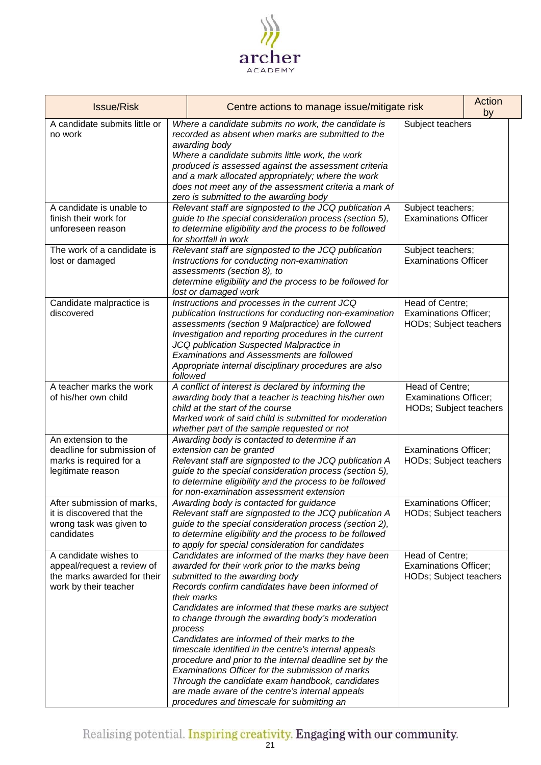| Issue/Risk | Centre actions to manage issue/mitigate risk | Action by |
|---|---|---|
| A candidate submits little or no work | *Where a candidate submits no work, the candidate is recorded as absent when marks are submitted to the awarding body*<br>*Where a candidate submits little work, the work produced is assessed against the assessment criteria and a mark allocated appropriately; where the work does not meet any of the assessment criteria a mark of zero is submitted to the awarding body* | Subject teachers |
| A candidate is unable to finish their work for unforeseen reason | *Relevant staff are signposted to the JCQ publication A guide to the special consideration process (section 5), to determine eligibility and the process to be followed for shortfall in work* | Subject teachers; Examinations Officer |
| The work of a candidate is lost or damaged | *Relevant staff are signposted to the JCQ publication Instructions for conducting non-examination assessments (section 8), to determine eligibility and the process to be followed for lost or damaged work* | Subject teachers; Examinations Officer |
| Candidate malpractice is discovered | *Instructions and processes in the current JCQ publication Instructions for conducting non-examination assessments (section 9 Malpractice) are followed*<br>*Investigation and reporting procedures in the current JCQ publication Suspected Malpractice in Examinations and Assessments are followed*<br>*Appropriate internal disciplinary procedures are also followed* | Head of Centre; Examinations Officer; HODs; Subject teachers |
| A teacher marks the work of his/her own child | *A conflict of interest is declared by informing the awarding body that a teacher is teaching his/her own child at the start of the course*<br>*Marked work of said child is submitted for moderation whether part of the sample requested or not* | Head of Centre; Examinations Officer; HODs; Subject teachers |
| An extension to the deadline for submission of marks is required for a legitimate reason | *Awarding body is contacted to determine if an extension can be granted*<br>*Relevant staff are signposted to the JCQ publication A guide to the special consideration process (section 5), to determine eligibility and the process to be followed for non-examination assessment extension* | Examinations Officer; HODs; Subject teachers |
| After submission of marks, it is discovered that the wrong task was given to candidates | *Awarding body is contacted for guidance*<br>*Relevant staff are signposted to the JCQ publication A guide to the special consideration process (section 2), to determine eligibility and the process to be followed to apply for special consideration for candidates* | Examinations Officer; HODs; Subject teachers |
| A candidate wishes to appeal/request a review of the marks awarded for their work by their teacher | *Candidates are informed of the marks they have been awarded for their work prior to the marks being submitted to the awarding body*<br>*Records confirm candidates have been informed of their marks*<br>*Candidates are informed that these marks are subject to change through the awarding body's moderation process*<br>*Candidates are informed of their marks to the timescale identified in the centre's internal appeals procedure and prior to the internal deadline set by the Examinations Officer for the submission of marks*<br>*Through the candidate exam handbook, candidates are made aware of the centre's internal appeals procedures and timescale for submitting an* | Head of Centre; Examinations Officer; HODs; Subject teachers |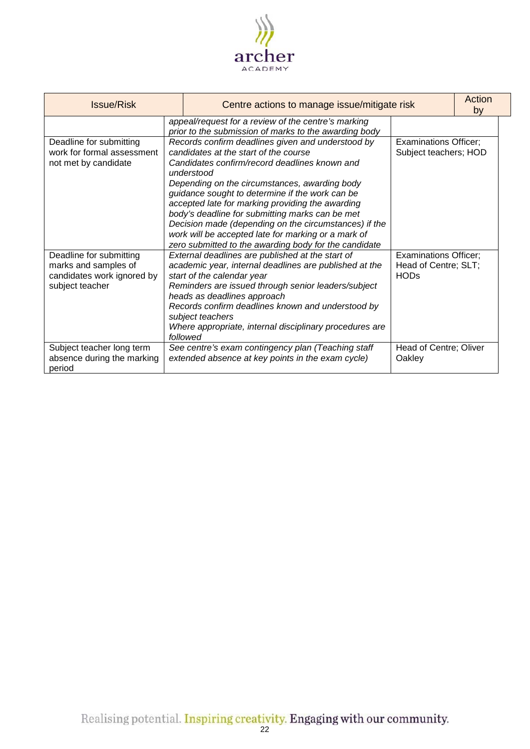| Issue/Risk | Centre actions to manage issue/mitigate risk | Action by |
|---|---|---|
| | *appeal/request for a review of the centre's marking prior to the submission of marks to the awarding body* | |
| Deadline for submitting work for formal assessment not met by candidate | *Records confirm deadlines given and understood by candidates at the start of the course*<br>*Candidates confirm/record deadlines known and understood*<br>*Depending on the circumstances, awarding body guidance sought to determine if the work can be accepted late for marking providing the awarding body's deadline for submitting marks can be met*<br>*Decision made (depending on the circumstances) if the work will be accepted late for marking or a mark of zero submitted to the awarding body for the candidate* | Examinations Officer; Subject teachers; HOD |
| Deadline for submitting marks and samples of candidates work ignored by subject teacher | *External deadlines are published at the start of academic year, internal deadlines are published at the start of the calendar year*<br>*Reminders are issued through senior leaders/subject heads as deadlines approach*<br>*Records confirm deadlines known and understood by subject teachers*<br>*Where appropriate, internal disciplinary procedures are followed* | Examinations Officer; Head of Centre; SLT; HODs |
| Subject teacher long term absence during the marking period | *See centre's exam contingency plan (Teaching staff extended absence at key points in the exam cycle)* | Head of Centre; Oliver Oakley |

Realising potential. Inspiring creativity. Engaging with our community.